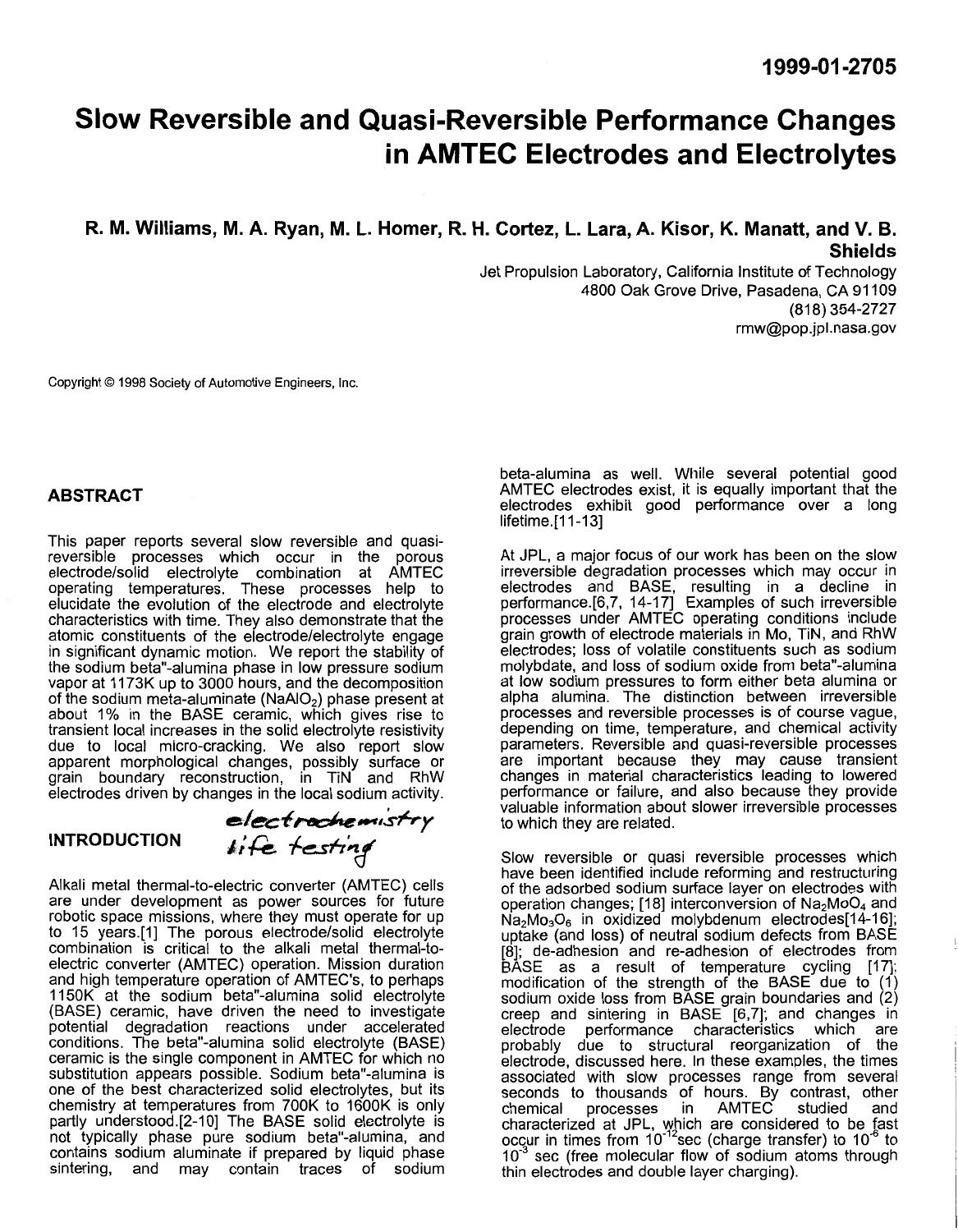1999-01-2705

# Slow Reversible and Quasi-Reversible Performance Changes in AMTEC Electrodes and Electrolytes

**R. M. Williams, M. A. Ryan, M. L. Homer, R. H. Cortez, L. Lara, A. Kisor, K. Manatt, and V. B. Shields**

Jet Propulsion Laboratory, California Institute of Technology
4800 Oak Grove Drive, Pasadena, CA 91109
(818) 354-2727
rmw@pop.jpl.nasa.gov

Copyright © 1998 Society of Automotive Engineers, Inc.

## ABSTRACT

This paper reports several slow reversible and quasi-reversible processes which occur in the porous electrode/solid electrolyte combination at AMTEC operating temperatures. These processes help to elucidate the evolution of the electrode and electrolyte characteristics with time. They also demonstrate that the atomic constituents of the electrode/electrolyte engage in significant dynamic motion. We report the stability of the sodium beta"-alumina phase in low pressure sodium vapor at 1173K up to 3000 hours, and the decomposition of the sodium meta-aluminate ($NaAlO_2$) phase present at about 1% in the BASE ceramic, which gives rise to transient local increases in the solid electrolyte resistivity due to local micro-cracking. We also report slow apparent morphological changes, possibly surface or grain boundary reconstruction, in TiN and RhW electrodes driven by changes in the local sodium activity.

## INTRODUCTION

*electrochemistry life testing*

Alkali metal thermal-to-electric converter (AMTEC) cells are under development as power sources for future robotic space missions, where they must operate for up to 15 years.[1] The porous electrode/solid electrolyte combination is critical to the alkali metal thermal-to-electric converter (AMTEC) operation. Mission duration and high temperature operation of AMTEC's, to perhaps 1150K at the sodium beta"-alumina solid electrolyte (BASE) ceramic, have driven the need to investigate potential degradation reactions under accelerated conditions. The beta"-alumina solid electrolyte (BASE) ceramic is the single component in AMTEC for which no substitution appears possible. Sodium beta"-alumina is one of the best characterized solid electrolytes, but its chemistry at temperatures from 700K to 1600K is only partly understood.[2-10] The BASE solid electrolyte is not typically phase pure sodium beta"-alumina, and contains sodium aluminate if prepared by liquid phase sintering, and may contain traces of sodium beta-alumina as well. While several potential good AMTEC electrodes exist, it is equally important that the electrodes exhibit good performance over a long lifetime.[11-13]

At JPL, a major focus of our work has been on the slow irreversible degradation processes which may occur in electrodes and BASE, resulting in a decline in performance.[6,7, 14-17] Examples of such irreversible processes under AMTEC operating conditions include grain growth of electrode materials in Mo, TiN, and RhW electrodes; loss of volatile constituents such as sodium molybdate, and loss of sodium oxide from beta"-alumina at low sodium pressures to form either beta alumina or alpha alumina. The distinction between irreversible processes and reversible processes is of course vague, depending on time, temperature, and chemical activity parameters. Reversible and quasi-reversible processes are important because they may cause transient changes in material characteristics leading to lowered performance or failure, and also because they provide valuable information about slower irreversible processes to which they are related.

Slow reversible or quasi reversible processes which have been identified include reforming and restructuring of the adsorbed sodium surface layer on electrodes with operation changes; [18] interconversion of $Na_2MoO_4$ and $Na_2Mo_3O_6$ in oxidized molybdenum electrodes[14-16]; uptake (and loss) of neutral sodium defects from BASE [8]; de-adhesion and re-adhesion of electrodes from BASE as a result of temperature cycling [17]; modification of the strength of the BASE due to (1) sodium oxide loss from BASE grain boundaries and (2) creep and sintering in BASE [6,7]; and changes in electrode performance characteristics which are probably due to structural reorganization of the electrode, discussed here. In these examples, the times associated with slow processes range from several seconds to thousands of hours. By contrast, other chemical processes in AMTEC studied and characterized at JPL, which are considered to be fast occur in times from $10^{-12}$ sec (charge transfer) to $10^{-6}$ to $10^{-3}$ sec (free molecular flow of sodium atoms through thin electrodes and double layer charging).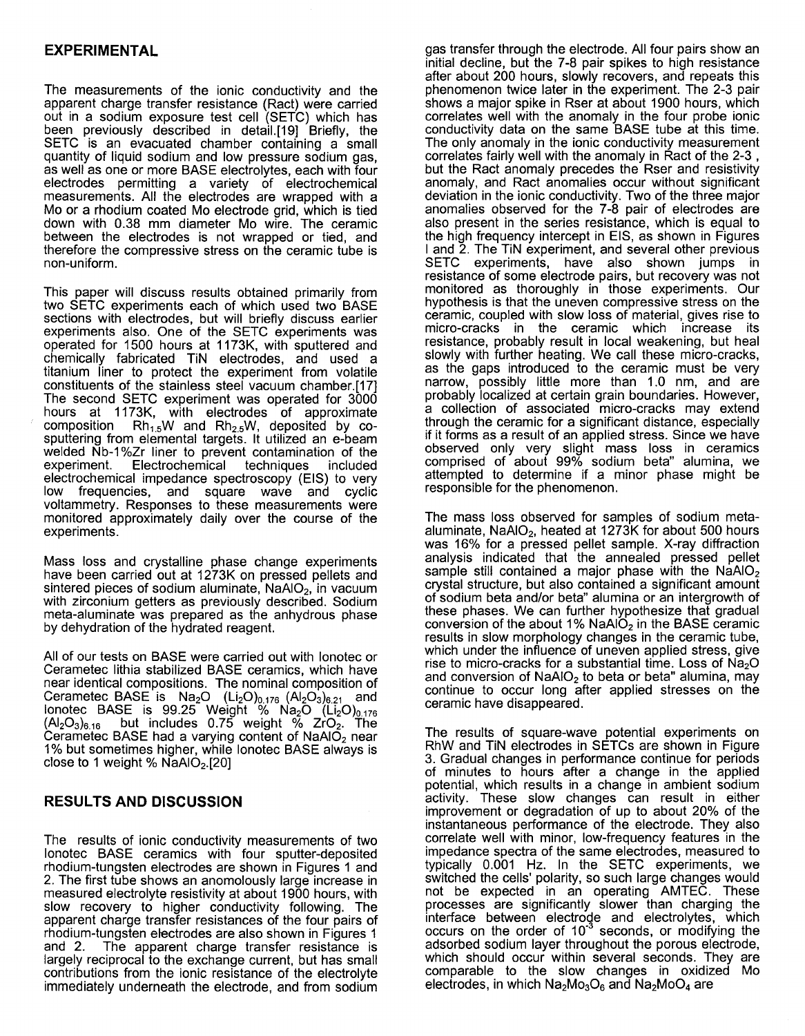## EXPERIMENTAL

The measurements of the ionic conductivity and the apparent charge transfer resistance (Ract) were carried out in a sodium exposure test cell (SETC) which has been previously described in detail.[19] Briefly, the SETC is an evacuated chamber containing a small quantity of liquid sodium and low pressure sodium gas, as well as one or more BASE electrolytes, each with four electrodes permitting a variety of electrochemical measurements. All the electrodes are wrapped with a Mo or a rhodium coated Mo electrode grid, which is tied down with 0.38 mm diameter Mo wire. The ceramic between the electrodes is not wrapped or tied, and therefore the compressive stress on the ceramic tube is non-uniform.

This paper will discuss results obtained primarily from two SETC experiments each of which used two BASE sections with electrodes, but will briefly discuss earlier experiments also. One of the SETC experiments was operated for 1500 hours at 1173K, with sputtered and chemically fabricated TiN electrodes, and used a titanium liner to protect the experiment from volatile constituents of the stainless steel vacuum chamber.[17] The second SETC experiment was operated for 3000 hours at 1173K, with electrodes of approximate composition $Rh_{1.5}W$ and $Rh_{2.5}W$, deposited by co-sputtering from elemental targets. It utilized an e-beam welded Nb-1%Zr liner to prevent contamination of the experiment. Electrochemical techniques included electrochemical impedance spectroscopy (EIS) to very low frequencies, and square wave and cyclic voltammetry. Responses to these measurements were monitored approximately daily over the course of the experiments.

Mass loss and crystalline phase change experiments have been carried out at 1273K on pressed pellets and sintered pieces of sodium aluminate, $NaAlO_2$, in vacuum with zirconium getters as previously described. Sodium meta-aluminate was prepared as the anhydrous phase by dehydration of the hydrated reagent.

All of our tests on BASE were carried out with Ionotec or Cerametec lithia stabilized BASE ceramics, which have near identical compositions. The nominal composition of Cerametec BASE is $Na_2O\ (Li_2O)_{0.176}\ (Al_2O_3)_{6.21}$ and Ionotec BASE is 99.25 Weight % $Na_2O\ (Li_2O)_{0.176}\ (Al_2O_3)_{6.16}$ but includes 0.75 weight % $ZrO_2$. The Cerametec BASE had a varying content of $NaAlO_2$ near 1% but sometimes higher, while Ionotec BASE always is close to 1 weight % $NaAlO_2$.[20]

## RESULTS AND DISCUSSION

The results of ionic conductivity measurements of two Ionotec BASE ceramics with four sputter-deposited rhodium-tungsten electrodes are shown in Figures 1 and 2. The first tube shows an anomolously large increase in measured electrolyte resistivity at about 1900 hours, with slow recovery to higher conductivity following. The apparent charge transfer resistances of the four pairs of rhodium-tungsten electrodes are also shown in Figures 1 and 2. The apparent charge transfer resistance is largely reciprocal to the exchange current, but has small contributions from the ionic resistance of the electrolyte immediately underneath the electrode, and from sodium gas transfer through the electrode. All four pairs show an initial decline, but the 7-8 pair spikes to high resistance after about 200 hours, slowly recovers, and repeats this phenomenon twice later in the experiment. The 2-3 pair shows a major spike in Rser at about 1900 hours, which correlates well with the anomaly in the four probe ionic conductivity data on the same BASE tube at this time. The only anomaly in the ionic conductivity measurement correlates fairly well with the anomaly in Ract of the 2-3 , but the Ract anomaly precedes the Rser and resistivity anomaly, and Ract anomalies occur without significant deviation in the ionic conductivity. Two of the three major anomalies observed for the 7-8 pair of electrodes are also present in the series resistance, which is equal to the high frequency intercept in EIS, as shown in Figures I and 2. The TiN experiment, and several other previous SETC experiments, have also shown jumps in resistance of some electrode pairs, but recovery was not monitored as thoroughly in those experiments. Our hypothesis is that the uneven compressive stress on the ceramic, coupled with slow loss of material, gives rise to micro-cracks in the ceramic which increase its resistance, probably result in local weakening, but heal slowly with further heating. We call these micro-cracks, as the gaps introduced to the ceramic must be very narrow, possibly little more than 1.0 nm, and are probably localized at certain grain boundaries. However, a collection of associated micro-cracks may extend through the ceramic for a significant distance, especially if it forms as a result of an applied stress. Since we have observed only very slight mass loss in ceramics comprised of about 99% sodium beta" alumina, we attempted to determine if a minor phase might be responsible for the phenomenon.

The mass loss observed for samples of sodium meta-aluminate, $NaAlO_2$, heated at 1273K for about 500 hours was 16% for a pressed pellet sample. X-ray diffraction analysis indicated that the annealed pressed pellet sample still contained a major phase with the $NaAlO_2$ crystal structure, but also contained a significant amount of sodium beta and/or beta" alumina or an intergrowth of these phases. We can further hypothesize that gradual conversion of the about 1% $NaAlO_2$ in the BASE ceramic results in slow morphology changes in the ceramic tube, which under the influence of uneven applied stress, give rise to micro-cracks for a substantial time. Loss of $Na_2O$ and conversion of $NaAlO_2$ to beta or beta" alumina, may continue to occur long after applied stresses on the ceramic have disappeared.

The results of square-wave potential experiments on RhW and TiN electrodes in SETCs are shown in Figure 3. Gradual changes in performance continue for periods of minutes to hours after a change in the applied potential, which results in a change in ambient sodium activity. These slow changes can result in either improvement or degradation of up to about 20% of the instantaneous performance of the electrode. They also correlate well with minor, low-frequency features in the impedance spectra of the same electrodes, measured to typically 0.001 Hz. In the SETC experiments, we switched the cells' polarity, so such large changes would not be expected in an operating AMTEC. These processes are significantly slower than charging the interface between electrode and electrolytes, which occurs on the order of $10^{-3}$ seconds, or modifying the adsorbed sodium layer throughout the porous electrode, which should occur within several seconds. They are comparable to the slow changes in oxidized Mo electrodes, in which $Na_2Mo_3O_6$ and $Na_2MoO_4$ are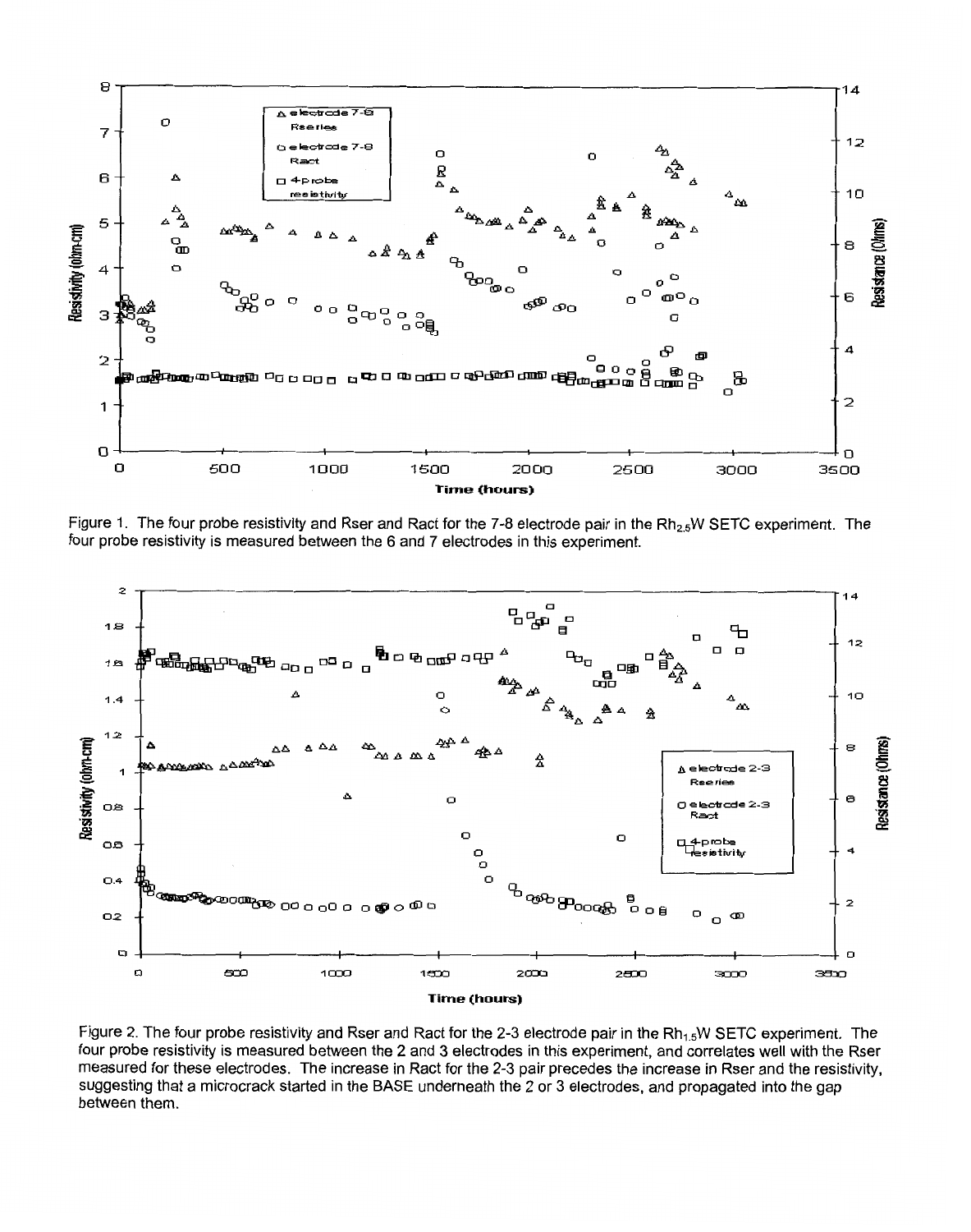Figure 1. The four probe resistivity and Rser and Ract for the 7-8 electrode pair in the $Rh_{2.5}W$ SETC experiment. The four probe resistivity is measured between the 6 and 7 electrodes in this experiment.

Figure 2. The four probe resistivity and Rser and Ract for the 2-3 electrode pair in the $Rh_{1.5}W$ SETC experiment. The four probe resistivity is measured between the 2 and 3 electrodes in this experiment, and correlates well with the Rser measured for these electrodes. The increase in Ract for the 2-3 pair precedes the increase in Rser and the resistivity, suggesting that a microcrack started in the BASE underneath the 2 or 3 electrodes, and propagated into the gap between them.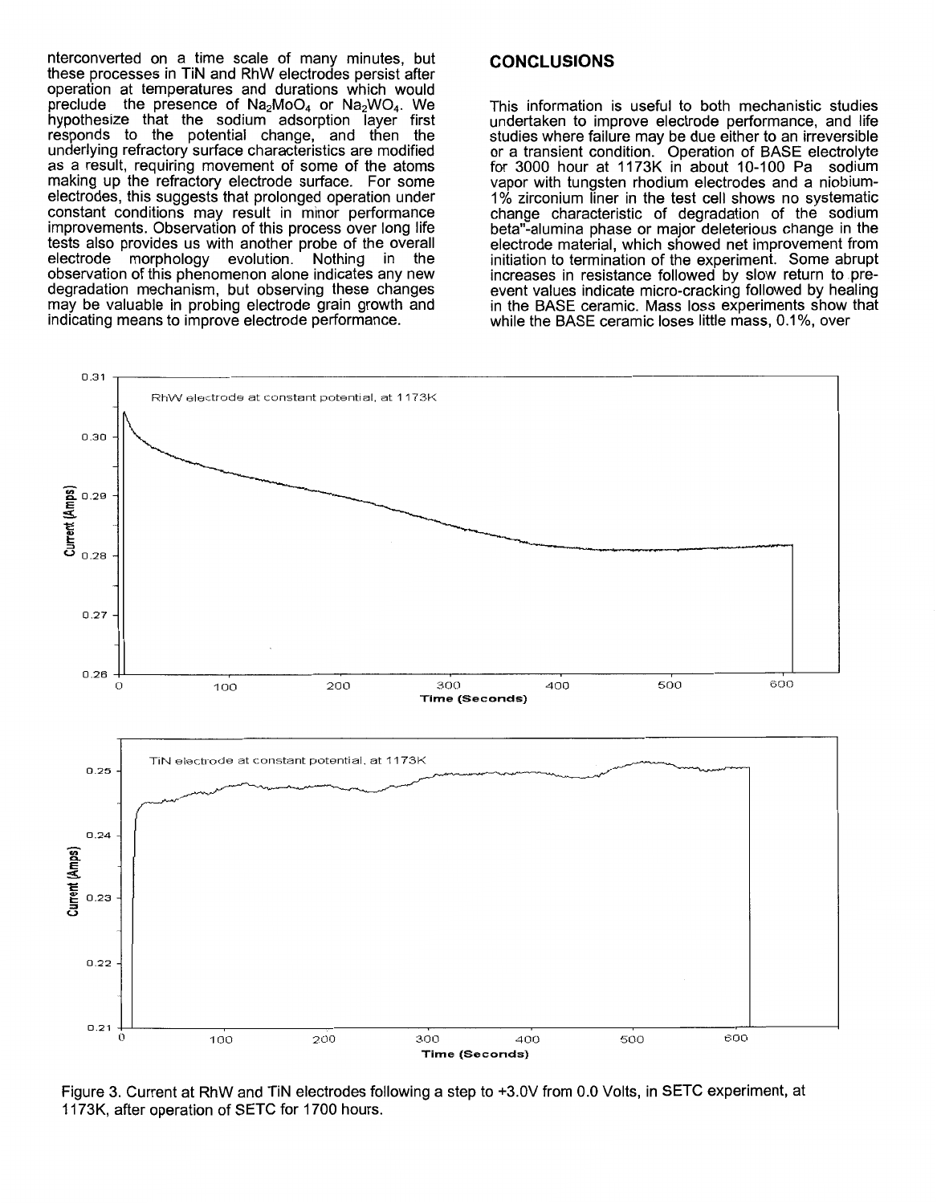nterconverted on a time scale of many minutes, but these processes in TiN and RhW electrodes persist after operation at temperatures and durations which would preclude the presence of $Na_2MoO_4$ or $Na_2WO_4$. We hypothesize that the sodium adsorption layer first responds to the potential change, and then the underlying refractory surface characteristics are modified as a result, requiring movement of some of the atoms making up the refractory electrode surface. For some electrodes, this suggests that prolonged operation under constant conditions may result in minor performance improvements. Observation of this process over long life tests also provides us with another probe of the overall electrode morphology evolution. Nothing in the observation of this phenomenon alone indicates any new degradation mechanism, but observing these changes may be valuable in probing electrode grain growth and indicating means to improve electrode performance.

## CONCLUSIONS

This information is useful to both mechanistic studies undertaken to improve electrode performance, and life studies where failure may be due either to an irreversible or a transient condition. Operation of BASE electrolyte for 3000 hour at 1173K in about 10-100 Pa sodium vapor with tungsten rhodium electrodes and a niobium-1% zirconium liner in the test cell shows no systematic change characteristic of degradation of the sodium beta"-alumina phase or major deleterious change in the electrode material, which showed net improvement from initiation to termination of the experiment. Some abrupt increases in resistance followed by slow return to pre-event values indicate micro-cracking followed by healing in the BASE ceramic. Mass loss experiments show that while the BASE ceramic loses little mass, 0.1%, over

Figure 3. Current at RhW and TiN electrodes following a step to +3.0V from 0.0 Volts, in SETC experiment, at 1173K, after operation of SETC for 1700 hours.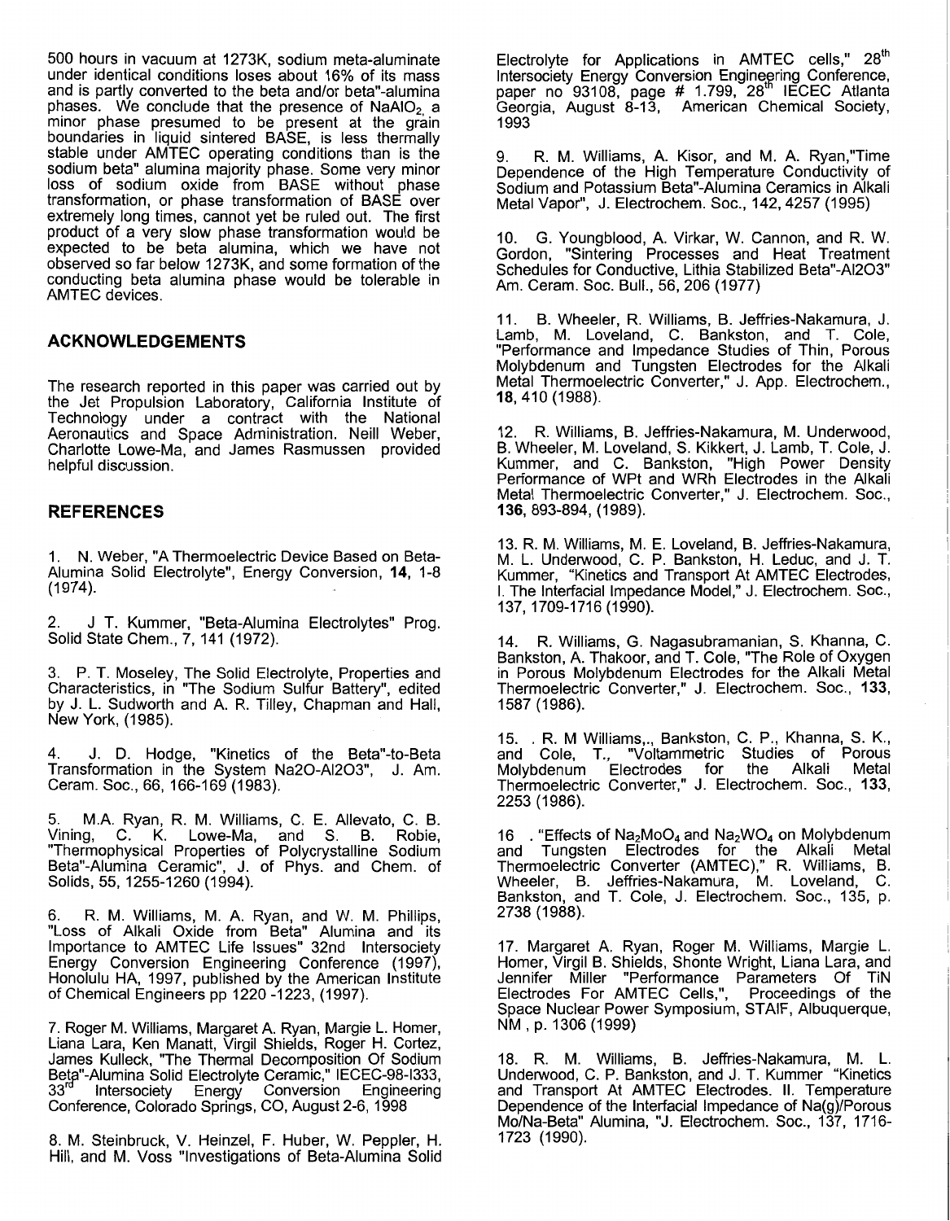500 hours in vacuum at 1273K, sodium meta-aluminate under identical conditions loses about 16% of its mass and is partly converted to the beta and/or beta"-alumina phases. We conclude that the presence of $NaAlO_2$, a minor phase presumed to be present at the grain boundaries in liquid sintered BASE, is less thermally stable under AMTEC operating conditions than is the sodium beta" alumina majority phase. Some very minor loss of sodium oxide from BASE without phase transformation, or phase transformation of BASE over extremely long times, cannot yet be ruled out. The first product of a very slow phase transformation would be expected to be beta alumina, which we have not observed so far below 1273K, and some formation of the conducting beta alumina phase would be tolerable in AMTEC devices.

## ACKNOWLEDGEMENTS

The research reported in this paper was carried out by the Jet Propulsion Laboratory, California Institute of Technology under a contract with the National Aeronautics and Space Administration. Neill Weber, Charlotte Lowe-Ma, and James Rasmussen provided helpful discussion.

## REFERENCES

1. N. Weber, "A Thermoelectric Device Based on Beta-Alumina Solid Electrolyte", Energy Conversion, **14**, 1-8 (1974).

2. J T. Kummer, "Beta-Alumina Electrolytes" Prog. Solid State Chem., 7, 141 (1972).

3. P. T. Moseley, The Solid Electrolyte, Properties and Characteristics, in "The Sodium Sulfur Battery", edited by J. L. Sudworth and A. R. Tilley, Chapman and Hall, New York, (1985).

4. J. D. Hodge, "Kinetics of the Beta"-to-Beta Transformation in the System Na2O-Al2O3", J. Am. Ceram. Soc., 66, 166-169 (1983).

5. M.A. Ryan, R. M. Williams, C. E. Allevato, C. B. Vining, C. K. Lowe-Ma, and S. B. Robie, "Thermophysical Properties of Polycrystalline Sodium Beta"-Alumina Ceramic", J. of Phys. and Chem. of Solids, 55, 1255-1260 (1994).

6. R. M. Williams, M. A. Ryan, and W. M. Phillips, "Loss of Alkali Oxide from Beta" Alumina and its Importance to AMTEC Life Issues" 32nd Intersociety Energy Conversion Engineering Conference (1997), Honolulu HA, 1997, published by the American Institute of Chemical Engineers pp 1220 -1223, (1997).

7. Roger M. Williams, Margaret A. Ryan, Margie L. Homer, Liana Lara, Ken Manatt, Virgil Shields, Roger H. Cortez, James Kulleck, "The Thermal Decomposition Of Sodium Beta"-Alumina Solid Electrolyte Ceramic," IECEC-98-I333, 33rd Intersociety Energy Conversion Engineering Conference, Colorado Springs, CO, August 2-6, 1998

8. M. Steinbruck, V. Heinzel, F. Huber, W. Peppler, H. Hill, and M. Voss "Investigations of Beta-Alumina Solid Electrolyte for Applications in AMTEC cells," 28th Intersociety Energy Conversion Engineering Conference, paper no 93108, page # 1.799, 28th IECEC Atlanta Georgia, August 8-13, American Chemical Society, 1993

9. R. M. Williams, A. Kisor, and M. A. Ryan,"Time Dependence of the High Temperature Conductivity of Sodium and Potassium Beta"-Alumina Ceramics in Alkali Metal Vapor", J. Electrochem. Soc., 142, 4257 (1995)

10. G. Youngblood, A. Virkar, W. Cannon, and R. W. Gordon, "Sintering Processes and Heat Treatment Schedules for Conductive, Lithia Stabilized Beta"-Al2O3" Am. Ceram. Soc. Bull., 56, 206 (1977)

11. B. Wheeler, R. Williams, B. Jeffries-Nakamura, J. Lamb, M. Loveland, C. Bankston, and T. Cole, "Performance and Impedance Studies of Thin, Porous Molybdenum and Tungsten Electrodes for the Alkali Metal Thermoelectric Converter," J. App. Electrochem., **18**, 410 (1988).

12. R. Williams, B. Jeffries-Nakamura, M. Underwood, B. Wheeler, M. Loveland, S. Kikkert, J. Lamb, T. Cole, J. Kummer, and C. Bankston, "High Power Density Performance of WPt and WRh Electrodes in the Alkali Metal Thermoelectric Converter," J. Electrochem. Soc., **136**, 893-894, (1989).

13. R. M. Williams, M. E. Loveland, B. Jeffries-Nakamura, M. L. Underwood, C. P. Bankston, H. Leduc, and J. T. Kummer, "Kinetics and Transport At AMTEC Electrodes, I. The Interfacial Impedance Model," J. Electrochem. Soc., 137, 1709-1716 (1990).

14. R. Williams, G. Nagasubramanian, S. Khanna, C. Bankston, A. Thakoor, and T. Cole, "The Role of Oxygen in Porous Molybdenum Electrodes for the Alkali Metal Thermoelectric Converter," J. Electrochem. Soc., **133**, 1587 (1986).

15. . R. M Williams,., Bankston, C. P., Khanna, S. K., and Cole, T., "Voltammetric Studies of Porous Molybdenum Electrodes for the Alkali Metal Thermoelectric Converter," J. Electrochem. Soc., **133**, 2253 (1986).

16 . "Effects of $Na_2MoO_4$ and $Na_2WO_4$ on Molybdenum and Tungsten Electrodes for the Alkali Metal Thermoelectric Converter (AMTEC)," R. Williams, B. Wheeler, B. Jeffries-Nakamura, M. Loveland, C. Bankston, and T. Cole, J. Electrochem. Soc., 135, p. 2738 (1988).

17. Margaret A. Ryan, Roger M. Williams, Margie L. Homer, Virgil B. Shields, Shonte Wright, Liana Lara, and Jennifer Miller "Performance Parameters Of TiN Electrodes For AMTEC Cells,", Proceedings of the Space Nuclear Power Symposium, STAIF, Albuquerque, NM , p. 1306 (1999)

18. R. M. Williams, B. Jeffries-Nakamura, M. L. Underwood, C. P. Bankston, and J. T. Kummer "Kinetics and Transport At AMTEC Electrodes. II. Temperature Dependence of the Interfacial Impedance of Na(g)/Porous Mo/Na-Beta" Alumina, "J. Electrochem. Soc., 137, 1716-1723 (1990).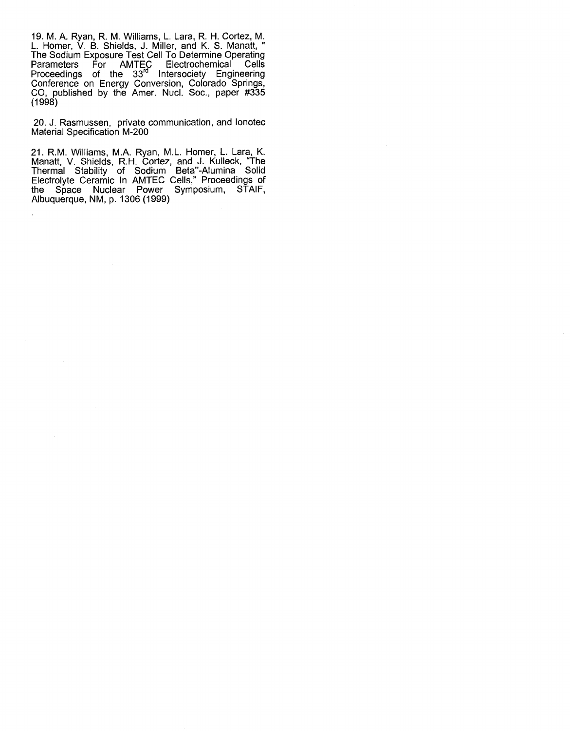19. M. A. Ryan, R. M. Williams, L. Lara, R. H. Cortez, M. L. Homer, V. B. Shields, J. Miller, and K. S. Manatt, " The Sodium Exposure Test Cell To Determine Operating Parameters For AMTEC Electrochemical Cells Proceedings of the 33[rd] Intersociety Engineering Conference on Energy Conversion, Colorado Springs, CO, published by the Amer. Nucl. Soc., paper #335 (1998)

20. J. Rasmussen, private communication, and Ionotec Material Specification M-200

21. R.M. Williams, M.A. Ryan, M.L. Homer, L. Lara, K. Manatt, V. Shields, R.H. Cortez, and J. Kulleck, "The Thermal Stability of Sodium Beta"-Alumina Solid Electrolyte Ceramic In AMTEC Cells," Proceedings of the Space Nuclear Power Symposium, STAIF, Albuquerque, NM, p. 1306 (1999)